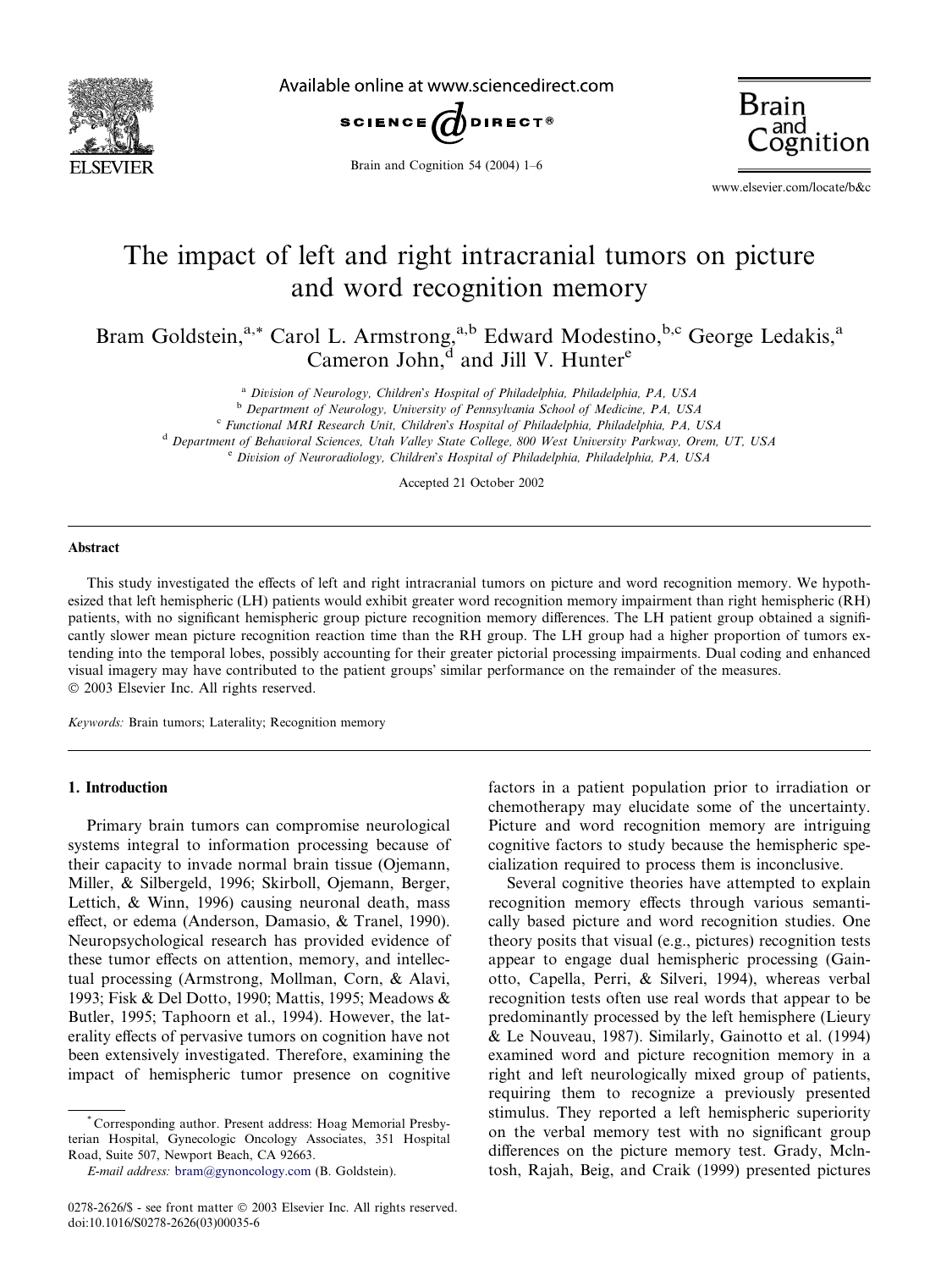# The impact of left and right intracranial tumors on picture and word recognition memory

Bram Goldstein,[a,*] Carol L. Armstrong,[a,b] Edward Modestino,[b,c] George Ledakis,[a] Cameron John,[d] and Jill V. Hunter[e]

[a] Division of Neurology, Children's Hospital of Philadelphia, Philadelphia, PA, USA
[b] Department of Neurology, University of Pennsylvania School of Medicine, PA, USA
[c] Functional MRI Research Unit, Children's Hospital of Philadelphia, Philadelphia, PA, USA
[d] Department of Behavioral Sciences, Utah Valley State College, 800 West University Parkway, Orem, UT, USA
[e] Division of Neuroradiology, Children's Hospital of Philadelphia, Philadelphia, PA, USA

Accepted 21 October 2002

## Abstract

This study investigated the effects of left and right intracranial tumors on picture and word recognition memory. We hypothesized that left hemispheric (LH) patients would exhibit greater word recognition memory impairment than right hemispheric (RH) patients, with no significant hemispheric group picture recognition memory differences. The LH patient group obtained a significantly slower mean picture recognition reaction time than the RH group. The LH group had a higher proportion of tumors extending into the temporal lobes, possibly accounting for their greater pictorial processing impairments. Dual coding and enhanced visual imagery may have contributed to the patient groups' similar performance on the remainder of the measures.
© 2003 Elsevier Inc. All rights reserved.

*Keywords:* Brain tumors; Laterality; Recognition memory

## 1. Introduction

Primary brain tumors can compromise neurological systems integral to information processing because of their capacity to invade normal brain tissue (Ojemann, Miller, & Silbergeld, 1996; Skirboll, Ojemann, Berger, Lettich, & Winn, 1996) causing neuronal death, mass effect, or edema (Anderson, Damasio, & Tranel, 1990). Neuropsychological research has provided evidence of these tumor effects on attention, memory, and intellectual processing (Armstrong, Mollman, Corn, & Alavi, 1993; Fisk & Del Dotto, 1990; Mattis, 1995; Meadows & Butler, 1995; Taphoorn et al., 1994). However, the laterality effects of pervasive tumors on cognition have not been extensively investigated. Therefore, examining the impact of hemispheric tumor presence on cognitive factors in a patient population prior to irradiation or chemotherapy may elucidate some of the uncertainty. Picture and word recognition memory are intriguing cognitive factors to study because the hemispheric specialization required to process them is inconclusive.

Several cognitive theories have attempted to explain recognition memory effects through various semantically based picture and word recognition studies. One theory posits that visual (e.g., pictures) recognition tests appear to engage dual hemispheric processing (Gainotto, Capella, Perri, & Silveri, 1994), whereas verbal recognition tests often use real words that appear to be predominantly processed by the left hemisphere (Lieury & Le Nouveau, 1987). Similarly, Gainotto et al. (1994) examined word and picture recognition memory in a right and left neurologically mixed group of patients, requiring them to recognize a previously presented stimulus. They reported a left hemispheric superiority on the verbal memory test with no significant group differences on the picture memory test. Grady, McIntosh, Rajah, Beig, and Craik (1999) presented pictures

*Corresponding author. Present address: Hoag Memorial Presbyterian Hospital, Gynecologic Oncology Associates, 351 Hospital Road, Suite 507, Newport Beach, CA 92663.
*E-mail address:* bram@gynoncology.com (B. Goldstein).

0278-2626/$ - see front matter © 2003 Elsevier Inc. All rights reserved.
doi:10.1016/S0278-2626(03)00035-6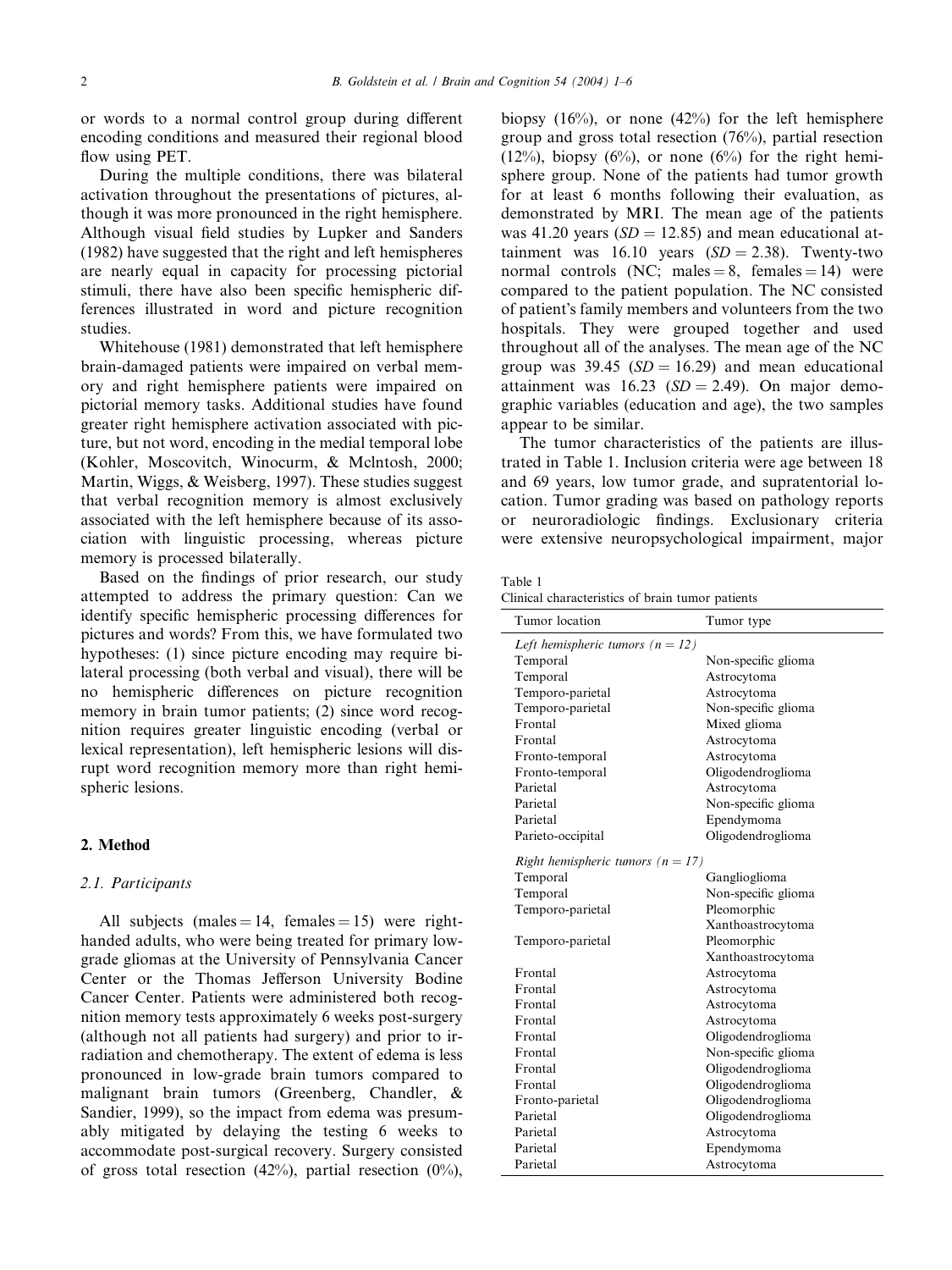or words to a normal control group during different encoding conditions and measured their regional blood flow using PET.

During the multiple conditions, there was bilateral activation throughout the presentations of pictures, although it was more pronounced in the right hemisphere. Although visual field studies by Lupker and Sanders (1982) have suggested that the right and left hemispheres are nearly equal in capacity for processing pictorial stimuli, there have also been specific hemispheric differences illustrated in word and picture recognition studies.

Whitehouse (1981) demonstrated that left hemisphere brain-damaged patients were impaired on verbal memory and right hemisphere patients were impaired on pictorial memory tasks. Additional studies have found greater right hemisphere activation associated with picture, but not word, encoding in the medial temporal lobe (Kohler, Moscovitch, Winocurm, & Mclntosh, 2000; Martin, Wiggs, & Weisberg, 1997). These studies suggest that verbal recognition memory is almost exclusively associated with the left hemisphere because of its association with linguistic processing, whereas picture memory is processed bilaterally.

Based on the findings of prior research, our study attempted to address the primary question: Can we identify specific hemispheric processing differences for pictures and words? From this, we have formulated two hypotheses: (1) since picture encoding may require bilateral processing (both verbal and visual), there will be no hemispheric differences on picture recognition memory in brain tumor patients; (2) since word recognition requires greater linguistic encoding (verbal or lexical representation), left hemispheric lesions will disrupt word recognition memory more than right hemispheric lesions.

## 2. Method

### 2.1. Participants

All subjects (males = 14, females = 15) were right-handed adults, who were being treated for primary low-grade gliomas at the University of Pennsylvania Cancer Center or the Thomas Jefferson University Bodine Cancer Center. Patients were administered both recognition memory tests approximately 6 weeks post-surgery (although not all patients had surgery) and prior to irradiation and chemotherapy. The extent of edema is less pronounced in low-grade brain tumors compared to malignant brain tumors (Greenberg, Chandler, & Sandier, 1999), so the impact from edema was presumably mitigated by delaying the testing 6 weeks to accommodate post-surgical recovery. Surgery consisted of gross total resection (42%), partial resection (0%), biopsy (16%), or none (42%) for the left hemisphere group and gross total resection (76%), partial resection (12%), biopsy (6%), or none (6%) for the right hemisphere group. None of the patients had tumor growth for at least 6 months following their evaluation, as demonstrated by MRI. The mean age of the patients was 41.20 years ($SD = 12.85$) and mean educational attainment was 16.10 years ($SD = 2.38$). Twenty-two normal controls (NC; males = 8, females = 14) were compared to the patient population. The NC consisted of patient's family members and volunteers from the two hospitals. They were grouped together and used throughout all of the analyses. The mean age of the NC group was 39.45 ($SD = 16.29$) and mean educational attainment was 16.23 ($SD = 2.49$). On major demographic variables (education and age), the two samples appear to be similar.

The tumor characteristics of the patients are illustrated in Table 1. Inclusion criteria were age between 18 and 69 years, low tumor grade, and supratentorial location. Tumor grading was based on pathology reports or neuroradiologic findings. Exclusionary criteria were extensive neuropsychological impairment, major

Table 1
Clinical characteristics of brain tumor patients

| Tumor location | Tumor type |
|---|---|
| *Left hemispheric tumors (n = 12)* | |
| Temporal | Non-specific glioma |
| Temporal | Astrocytoma |
| Temporo-parietal | Astrocytoma |
| Temporo-parietal | Non-specific glioma |
| Frontal | Mixed glioma |
| Frontal | Astrocytoma |
| Fronto-temporal | Astrocytoma |
| Fronto-temporal | Oligodendroglioma |
| Parietal | Astrocytoma |
| Parietal | Non-specific glioma |
| Parietal | Ependymoma |
| Parieto-occipital | Oligodendroglioma |
| *Right hemispheric tumors (n = 17)* | |
| Temporal | Ganglioglioma |
| Temporal | Non-specific glioma |
| Temporo-parietal | Pleomorphic Xanthoastrocytoma |
| Temporo-parietal | Pleomorphic Xanthoastrocytoma |
| Frontal | Astrocytoma |
| Frontal | Astrocytoma |
| Frontal | Astrocytoma |
| Frontal | Astrocytoma |
| Frontal | Oligodendroglioma |
| Frontal | Non-specific glioma |
| Frontal | Oligodendroglioma |
| Frontal | Oligodendroglioma |
| Fronto-parietal | Oligodendroglioma |
| Parietal | Oligodendroglioma |
| Parietal | Astrocytoma |
| Parietal | Ependymoma |
| Parietal | Astrocytoma |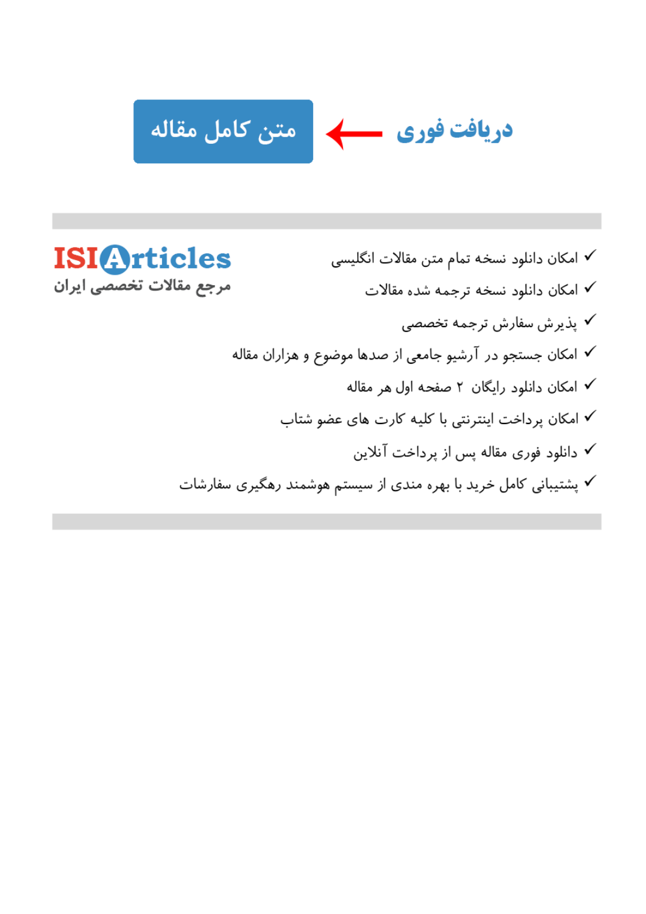دریافت فوری ← متن کامل مقاله

**ISIArticles**
مرجع مقالات تخصصی ایران

- ✓ امکان دانلود نسخه تمام متن مقالات انگلیسی
- ✓ امکان دانلود نسخه ترجمه شده مقالات
- ✓ پذیرش سفارش ترجمه تخصصی
- ✓ امکان جستجو در آرشیو جامعی از صدها موضوع و هزاران مقاله
- ✓ امکان دانلود رایگان ۲ صفحه اول هر مقاله
- ✓ امکان پرداخت اینترنتی با کلیه کارت های عضو شتاب
- ✓ دانلود فوری مقاله پس از پرداخت آنلاین
- ✓ پشتیبانی کامل خرید با بهره مندی از سیستم هوشمند رهگیری سفارشات